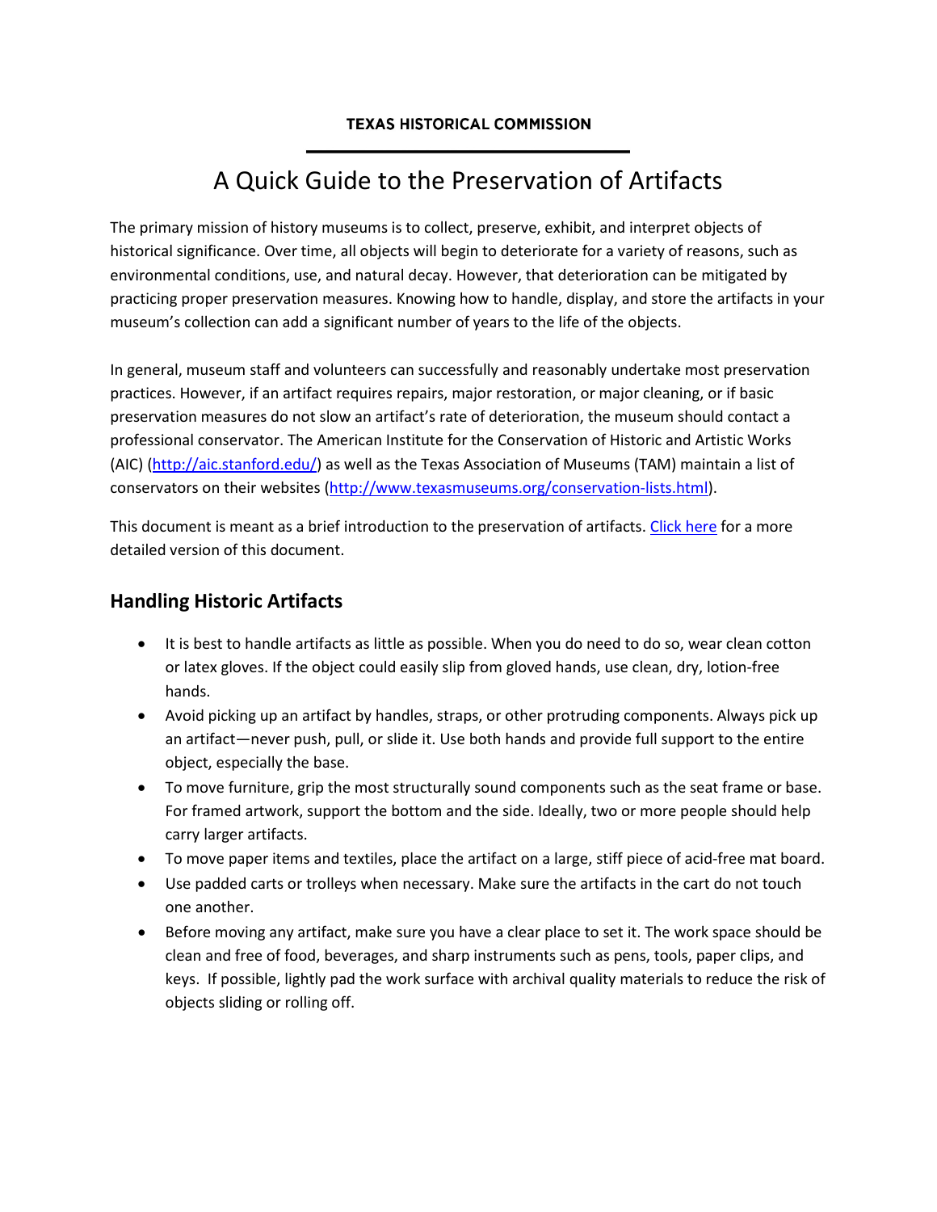**TEXAS HISTORICAL COMMISSION**

# A Quick Guide to the Preservation of Artifacts

The primary mission of history museums is to collect, preserve, exhibit, and interpret objects of historical significance. Over time, all objects will begin to deteriorate for a variety of reasons, such as environmental conditions, use, and natural decay. However, that deterioration can be mitigated by practicing proper preservation measures. Knowing how to handle, display, and store the artifacts in your museum's collection can add a significant number of years to the life of the objects.

In general, museum staff and volunteers can successfully and reasonably undertake most preservation practices. However, if an artifact requires repairs, major restoration, or major cleaning, or if basic preservation measures do not slow an artifact's rate of deterioration, the museum should contact a professional conservator. The American Institute for the Conservation of Historic and Artistic Works (AIC) (http://aic.stanford.edu/) as well as the Texas Association of Museums (TAM) maintain a list of conservators on their websites (http://www.texasmuseums.org/conservation-lists.html).

This document is meant as a brief introduction to the preservation of artifacts. Click here for a more detailed version of this document.

## Handling Historic Artifacts

- It is best to handle artifacts as little as possible. When you do need to do so, wear clean cotton or latex gloves. If the object could easily slip from gloved hands, use clean, dry, lotion-free hands.
- Avoid picking up an artifact by handles, straps, or other protruding components. Always pick up an artifact—never push, pull, or slide it. Use both hands and provide full support to the entire object, especially the base.
- To move furniture, grip the most structurally sound components such as the seat frame or base. For framed artwork, support the bottom and the side. Ideally, two or more people should help carry larger artifacts.
- To move paper items and textiles, place the artifact on a large, stiff piece of acid-free mat board.
- Use padded carts or trolleys when necessary. Make sure the artifacts in the cart do not touch one another.
- Before moving any artifact, make sure you have a clear place to set it. The work space should be clean and free of food, beverages, and sharp instruments such as pens, tools, paper clips, and keys. If possible, lightly pad the work surface with archival quality materials to reduce the risk of objects sliding or rolling off.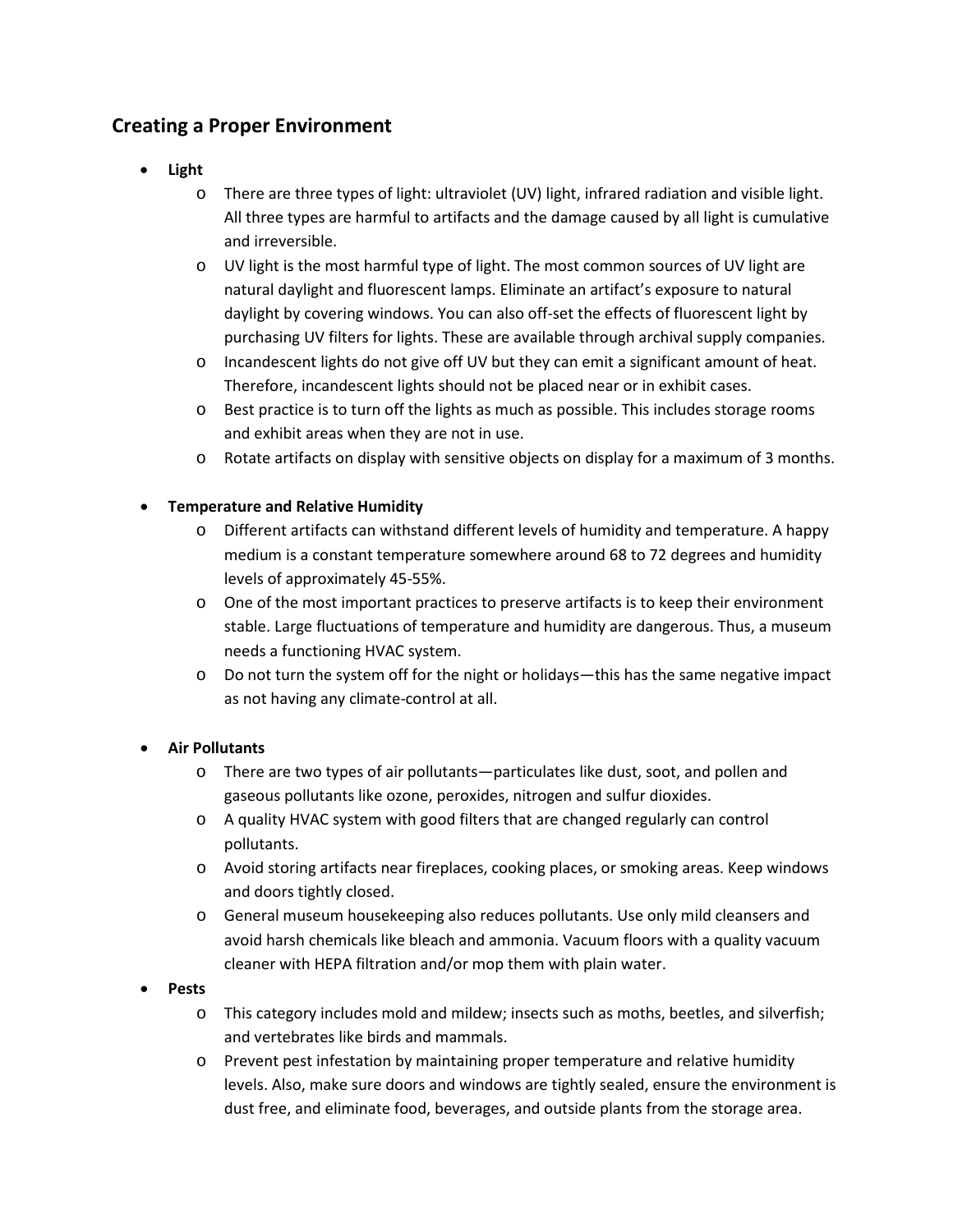## Creating a Proper Environment

- **Light**
  - There are three types of light: ultraviolet (UV) light, infrared radiation and visible light. All three types are harmful to artifacts and the damage caused by all light is cumulative and irreversible.
  - UV light is the most harmful type of light. The most common sources of UV light are natural daylight and fluorescent lamps. Eliminate an artifact's exposure to natural daylight by covering windows. You can also off-set the effects of fluorescent light by purchasing UV filters for lights. These are available through archival supply companies.
  - Incandescent lights do not give off UV but they can emit a significant amount of heat. Therefore, incandescent lights should not be placed near or in exhibit cases.
  - Best practice is to turn off the lights as much as possible. This includes storage rooms and exhibit areas when they are not in use.
  - Rotate artifacts on display with sensitive objects on display for a maximum of 3 months.

- **Temperature and Relative Humidity**
  - Different artifacts can withstand different levels of humidity and temperature. A happy medium is a constant temperature somewhere around 68 to 72 degrees and humidity levels of approximately 45-55%.
  - One of the most important practices to preserve artifacts is to keep their environment stable. Large fluctuations of temperature and humidity are dangerous. Thus, a museum needs a functioning HVAC system.
  - Do not turn the system off for the night or holidays—this has the same negative impact as not having any climate-control at all.

- **Air Pollutants**
  - There are two types of air pollutants—particulates like dust, soot, and pollen and gaseous pollutants like ozone, peroxides, nitrogen and sulfur dioxides.
  - A quality HVAC system with good filters that are changed regularly can control pollutants.
  - Avoid storing artifacts near fireplaces, cooking places, or smoking areas. Keep windows and doors tightly closed.
  - General museum housekeeping also reduces pollutants. Use only mild cleansers and avoid harsh chemicals like bleach and ammonia. Vacuum floors with a quality vacuum cleaner with HEPA filtration and/or mop them with plain water.
- **Pests**
  - This category includes mold and mildew; insects such as moths, beetles, and silverfish; and vertebrates like birds and mammals.
  - Prevent pest infestation by maintaining proper temperature and relative humidity levels. Also, make sure doors and windows are tightly sealed, ensure the environment is dust free, and eliminate food, beverages, and outside plants from the storage area.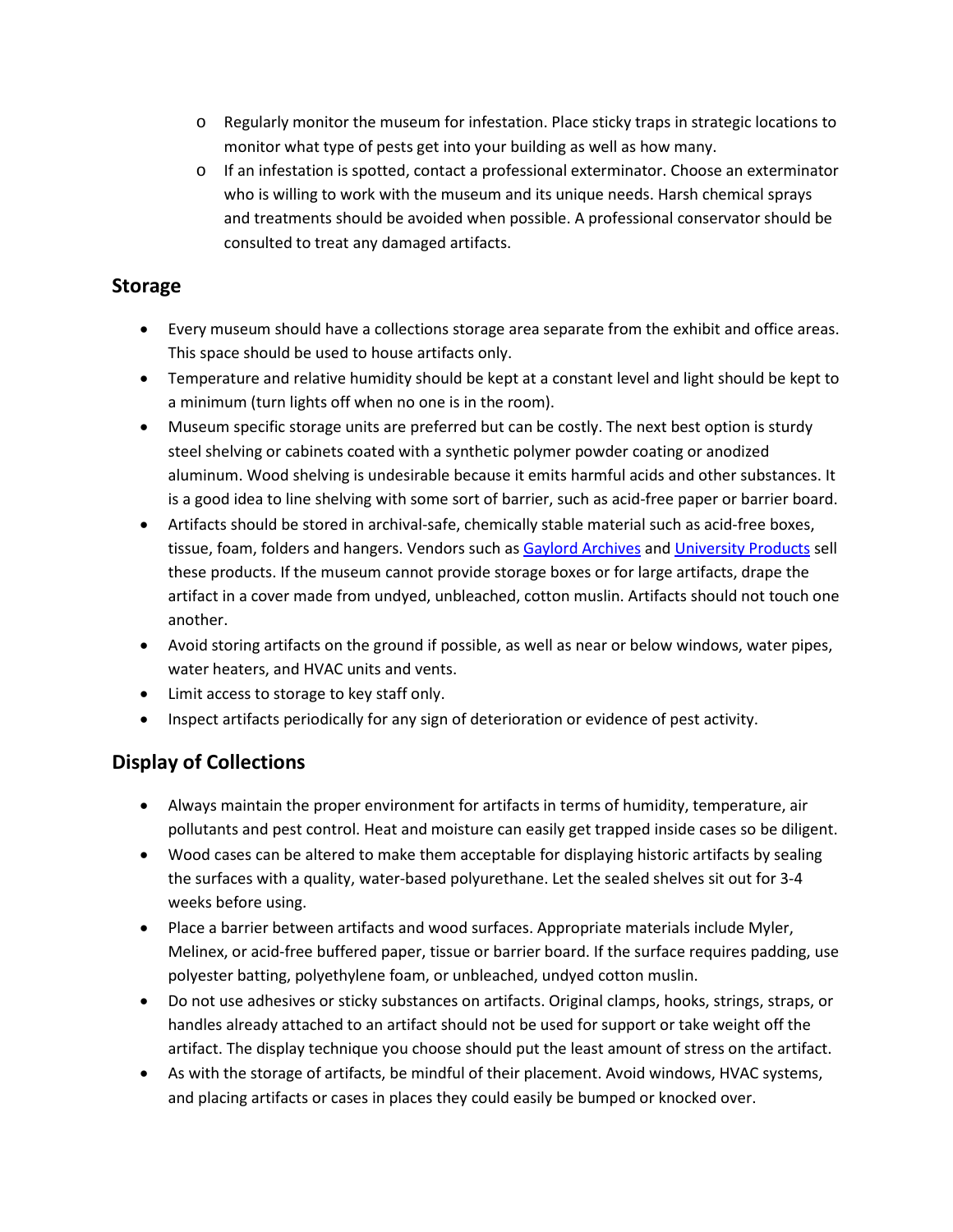- Regularly monitor the museum for infestation. Place sticky traps in strategic locations to monitor what type of pests get into your building as well as how many.
- If an infestation is spotted, contact a professional exterminator. Choose an exterminator who is willing to work with the museum and its unique needs. Harsh chemical sprays and treatments should be avoided when possible. A professional conservator should be consulted to treat any damaged artifacts.

## Storage

- Every museum should have a collections storage area separate from the exhibit and office areas. This space should be used to house artifacts only.
- Temperature and relative humidity should be kept at a constant level and light should be kept to a minimum (turn lights off when no one is in the room).
- Museum specific storage units are preferred but can be costly. The next best option is sturdy steel shelving or cabinets coated with a synthetic polymer powder coating or anodized aluminum. Wood shelving is undesirable because it emits harmful acids and other substances. It is a good idea to line shelving with some sort of barrier, such as acid-free paper or barrier board.
- Artifacts should be stored in archival-safe, chemically stable material such as acid-free boxes, tissue, foam, folders and hangers. Vendors such as Gaylord Archives and University Products sell these products. If the museum cannot provide storage boxes or for large artifacts, drape the artifact in a cover made from undyed, unbleached, cotton muslin. Artifacts should not touch one another.
- Avoid storing artifacts on the ground if possible, as well as near or below windows, water pipes, water heaters, and HVAC units and vents.
- Limit access to storage to key staff only.
- Inspect artifacts periodically for any sign of deterioration or evidence of pest activity.

## Display of Collections

- Always maintain the proper environment for artifacts in terms of humidity, temperature, air pollutants and pest control. Heat and moisture can easily get trapped inside cases so be diligent.
- Wood cases can be altered to make them acceptable for displaying historic artifacts by sealing the surfaces with a quality, water-based polyurethane. Let the sealed shelves sit out for 3-4 weeks before using.
- Place a barrier between artifacts and wood surfaces. Appropriate materials include Myler, Melinex, or acid-free buffered paper, tissue or barrier board. If the surface requires padding, use polyester batting, polyethylene foam, or unbleached, undyed cotton muslin.
- Do not use adhesives or sticky substances on artifacts. Original clamps, hooks, strings, straps, or handles already attached to an artifact should not be used for support or take weight off the artifact. The display technique you choose should put the least amount of stress on the artifact.
- As with the storage of artifacts, be mindful of their placement. Avoid windows, HVAC systems, and placing artifacts or cases in places they could easily be bumped or knocked over.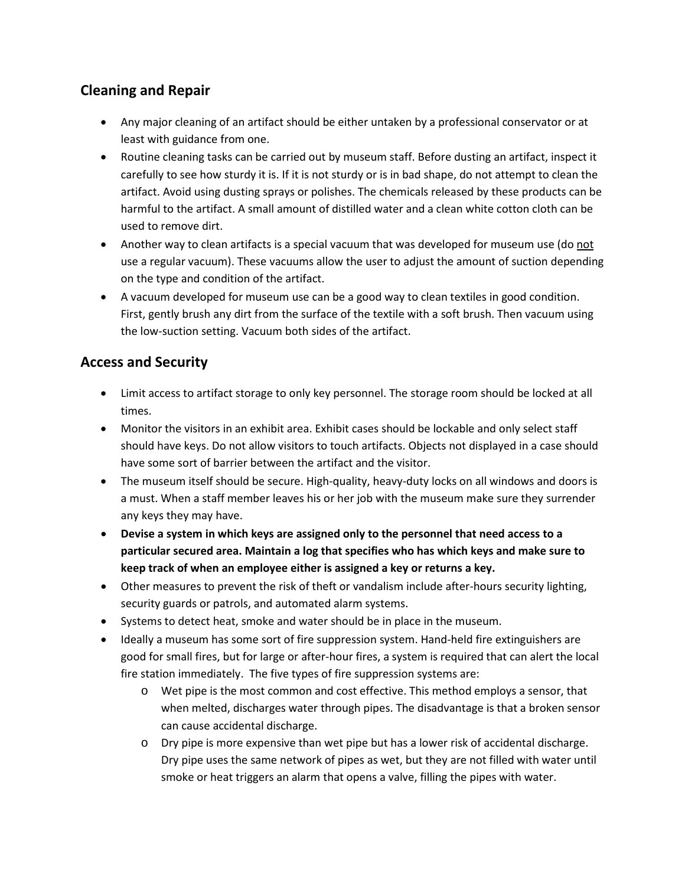## Cleaning and Repair

- Any major cleaning of an artifact should be either untaken by a professional conservator or at least with guidance from one.
- Routine cleaning tasks can be carried out by museum staff. Before dusting an artifact, inspect it carefully to see how sturdy it is. If it is not sturdy or is in bad shape, do not attempt to clean the artifact. Avoid using dusting sprays or polishes. The chemicals released by these products can be harmful to the artifact. A small amount of distilled water and a clean white cotton cloth can be used to remove dirt.
- Another way to clean artifacts is a special vacuum that was developed for museum use (do <u>not</u> use a regular vacuum). These vacuums allow the user to adjust the amount of suction depending on the type and condition of the artifact.
- A vacuum developed for museum use can be a good way to clean textiles in good condition. First, gently brush any dirt from the surface of the textile with a soft brush. Then vacuum using the low-suction setting. Vacuum both sides of the artifact.

## Access and Security

- Limit access to artifact storage to only key personnel. The storage room should be locked at all times.
- Monitor the visitors in an exhibit area. Exhibit cases should be lockable and only select staff should have keys. Do not allow visitors to touch artifacts. Objects not displayed in a case should have some sort of barrier between the artifact and the visitor.
- The museum itself should be secure. High-quality, heavy-duty locks on all windows and doors is a must. When a staff member leaves his or her job with the museum make sure they surrender any keys they may have.
- **Devise a system in which keys are assigned only to the personnel that need access to a particular secured area. Maintain a log that specifies who has which keys and make sure to keep track of when an employee either is assigned a key or returns a key.**
- Other measures to prevent the risk of theft or vandalism include after-hours security lighting, security guards or patrols, and automated alarm systems.
- Systems to detect heat, smoke and water should be in place in the museum.
- Ideally a museum has some sort of fire suppression system. Hand-held fire extinguishers are good for small fires, but for large or after-hour fires, a system is required that can alert the local fire station immediately. The five types of fire suppression systems are:
  - Wet pipe is the most common and cost effective. This method employs a sensor, that when melted, discharges water through pipes. The disadvantage is that a broken sensor can cause accidental discharge.
  - Dry pipe is more expensive than wet pipe but has a lower risk of accidental discharge. Dry pipe uses the same network of pipes as wet, but they are not filled with water until smoke or heat triggers an alarm that opens a valve, filling the pipes with water.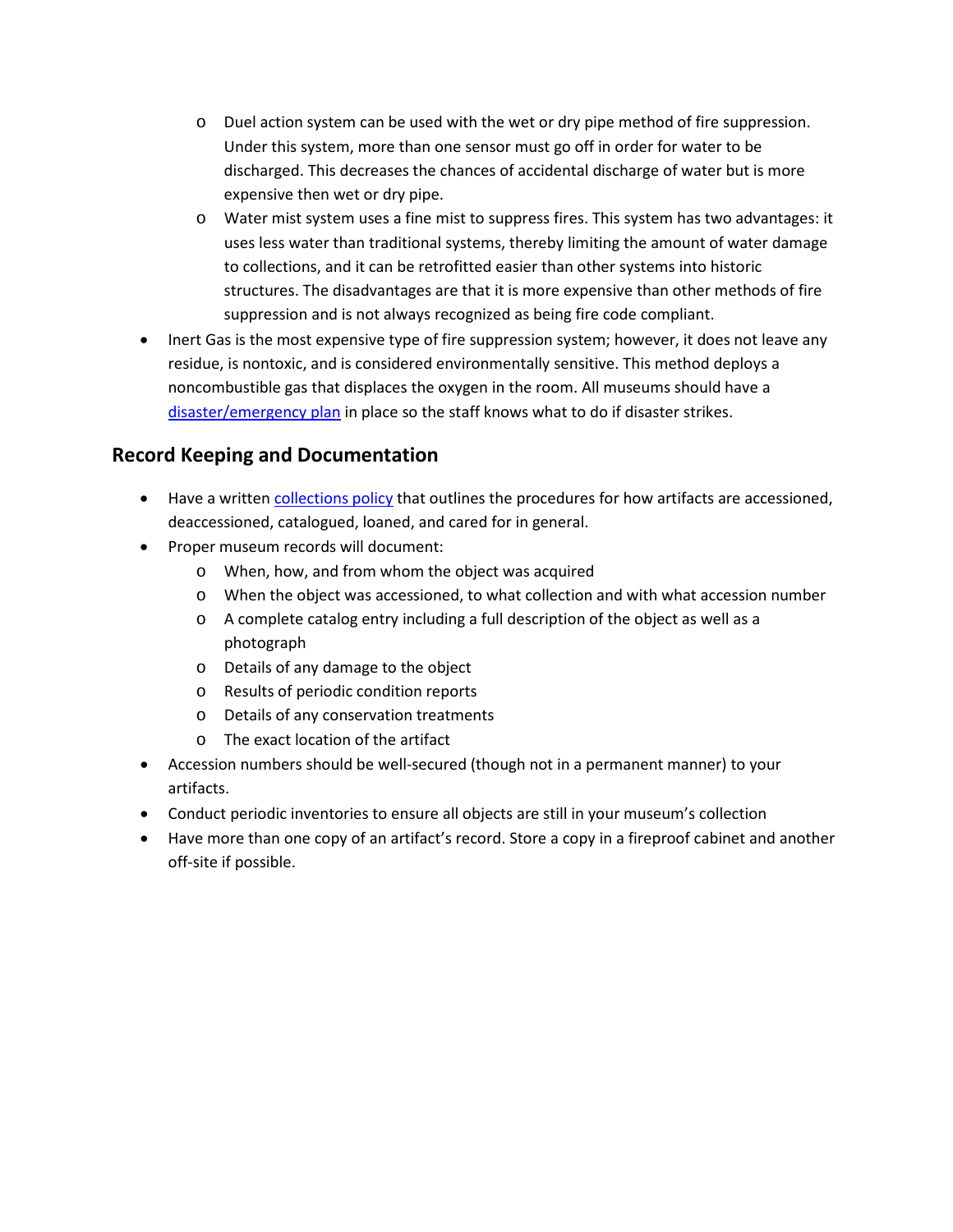- Duel action system can be used with the wet or dry pipe method of fire suppression. Under this system, more than one sensor must go off in order for water to be discharged. This decreases the chances of accidental discharge of water but is more expensive then wet or dry pipe.
  - Water mist system uses a fine mist to suppress fires. This system has two advantages: it uses less water than traditional systems, thereby limiting the amount of water damage to collections, and it can be retrofitted easier than other systems into historic structures. The disadvantages are that it is more expensive than other methods of fire suppression and is not always recognized as being fire code compliant.
- Inert Gas is the most expensive type of fire suppression system; however, it does not leave any residue, is nontoxic, and is considered environmentally sensitive. This method deploys a noncombustible gas that displaces the oxygen in the room. All museums should have a disaster/emergency plan in place so the staff knows what to do if disaster strikes.

## Record Keeping and Documentation

- Have a written collections policy that outlines the procedures for how artifacts are accessioned, deaccessioned, catalogued, loaned, and cared for in general.
- Proper museum records will document:
  - When, how, and from whom the object was acquired
  - When the object was accessioned, to what collection and with what accession number
  - A complete catalog entry including a full description of the object as well as a photograph
  - Details of any damage to the object
  - Results of periodic condition reports
  - Details of any conservation treatments
  - The exact location of the artifact
- Accession numbers should be well-secured (though not in a permanent manner) to your artifacts.
- Conduct periodic inventories to ensure all objects are still in your museum's collection
- Have more than one copy of an artifact's record. Store a copy in a fireproof cabinet and another off-site if possible.